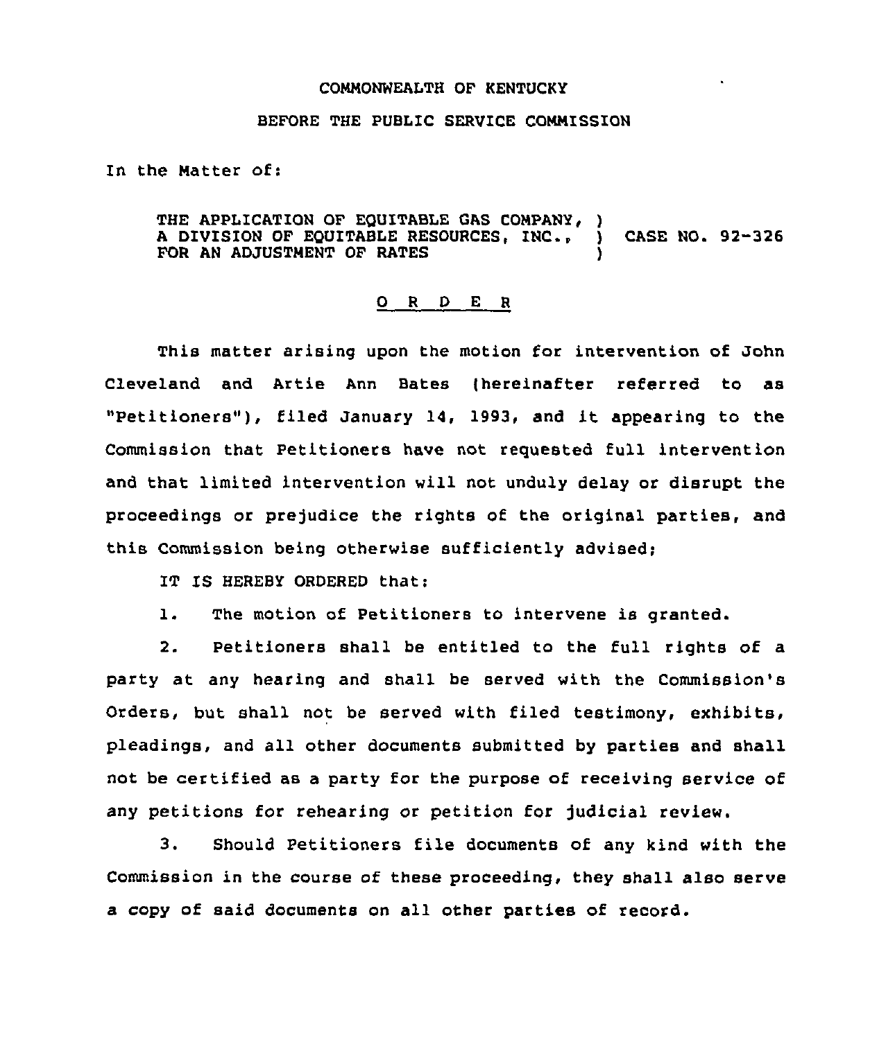COMMONWEALTH OF KENTUCKY

BEFORE THE PUBLIC SERVICE COMMISSION

In the Matter of:

THE APPLICATION OF EQUITABLE GAS COMPANY, )
A DIVISION OF EQUITABLE RESOURCES, INC., ) CASE NO. 92-326
FOR AN ADJUSTMENT OF RATES )

## O R D E R

This matter arising upon the motion for intervention of John Cleveland and Artie Ann Bates (hereinafter referred to as "Petitioners"), filed January 14, 1993, and it appearing to the Commission that Petitioners have not requested full intervention and that limited intervention will not unduly delay or disrupt the proceedings or prejudice the rights of the original parties, and this Commission being otherwise sufficiently advised;

IT IS HEREBY ORDERED that:

1. The motion of Petitioners to intervene is granted.

2. Petitioners shall be entitled to the full rights of a party at any hearing and shall be served with the Commission's Orders, but shall not be served with filed testimony, exhibits, pleadings, and all other documents submitted by parties and shall not be certified as a party for the purpose of receiving service of any petitions for rehearing or petition for judicial review.

3. Should Petitioners file documents of any kind with the Commission in the course of these proceeding, they shall also serve a copy of said documents on all other parties of record.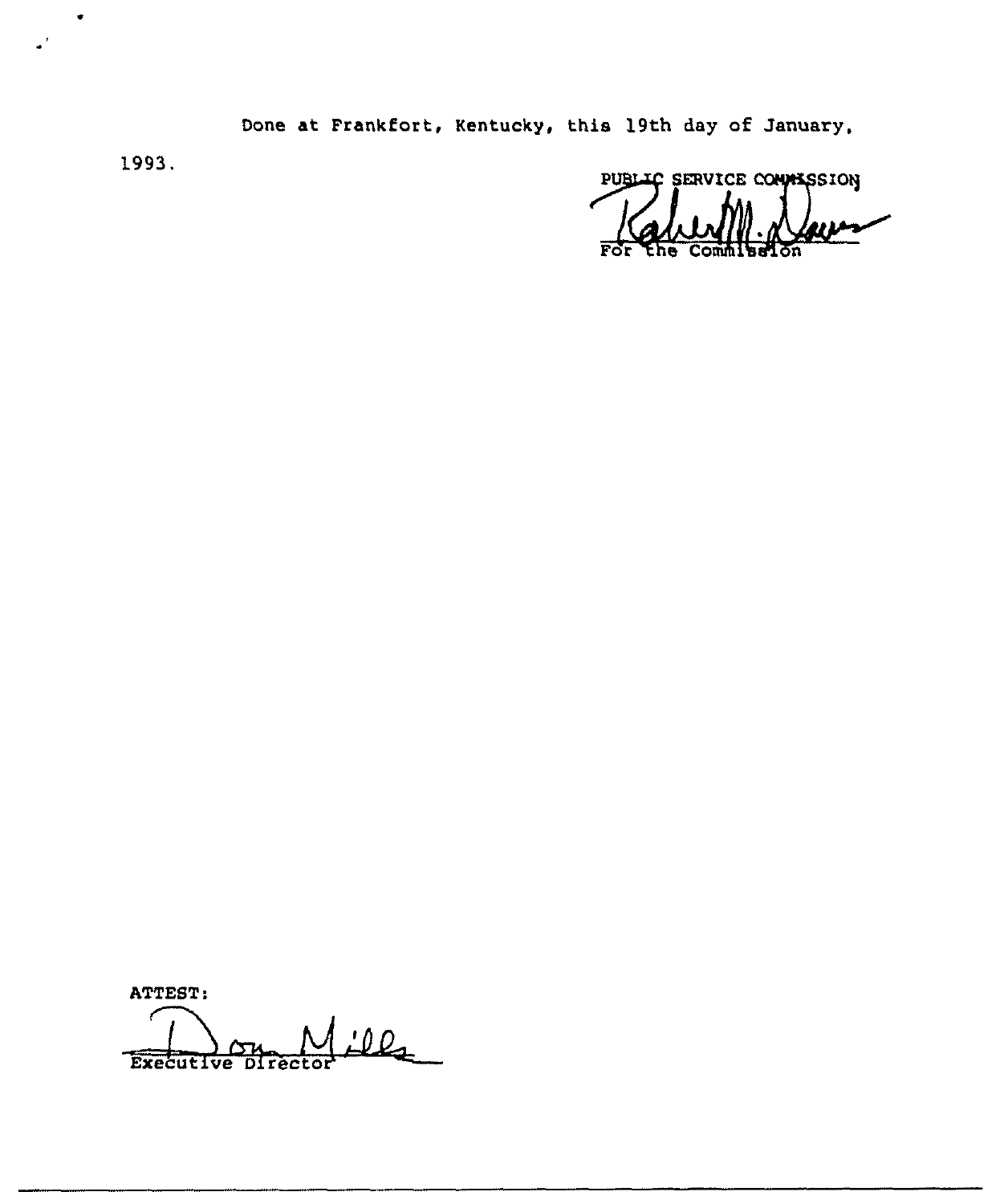Done at Frankfort, Kentucky, this 19th day of January, 1993.

PUBLIC SERVICE COMMISSION

For the Commission

ATTEST:

Executive Director